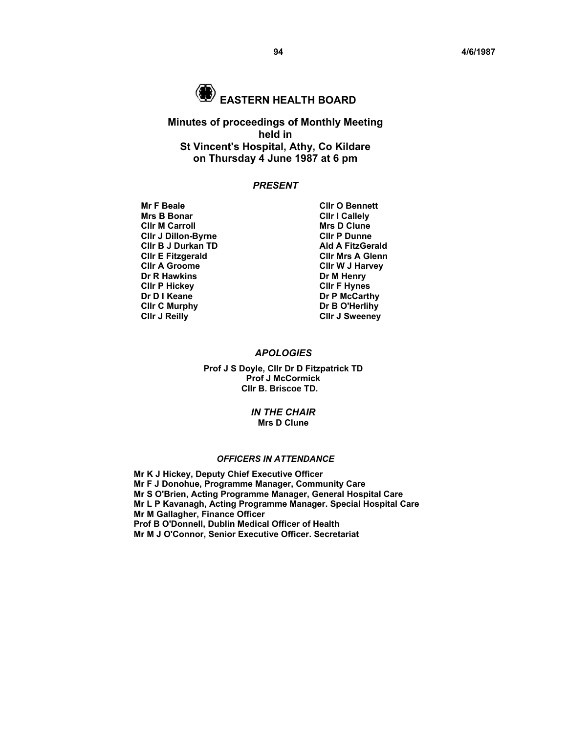# EASTERN HEALTH BOARD

## Minutes of proceedings of Monthly Meeting held in St Vincent's Hospital, Athy, Co Kildare on Thursday 4 June 1987 at 6 pm

### *PRESENT*

| | |
|---|---|
| **Mr F Beale** | **Cllr O Bennett** |
| **Mrs B Bonar** | **Cllr I Callely** |
| **Cllr M Carroll** | **Mrs D Clune** |
| **Cllr J Dillon-Byrne** | **Cllr P Dunne** |
| **Cllr B J Durkan TD** | **Ald A FitzGerald** |
| **Cllr E Fitzgerald** | **Cllr Mrs A Glenn** |
| **Cllr A Groome** | **Cllr W J Harvey** |
| **Dr R Hawkins** | **Dr M Henry** |
| **Cllr P Hickey** | **Cllr F Hynes** |
| **Dr D I Keane** | **Dr P McCarthy** |
| **Cllr C Murphy** | **Dr B O'Herlihy** |
| **Cllr J Reilly** | **Cllr J Sweeney** |

### *APOLOGIES*

**Prof J S Doyle, Cllr Dr D Fitzpatrick TD**
**Prof J McCormick**
**Cllr B. Briscoe TD.**

### *IN THE CHAIR*

**Mrs D Clune**

### *OFFICERS IN ATTENDANCE*

**Mr K J Hickey, Deputy Chief Executive Officer**
**Mr F J Donohue, Programme Manager, Community Care**
**Mr S O'Brien, Acting Programme Manager, General Hospital Care**
**Mr L P Kavanagh, Acting Programme Manager. Special Hospital Care**
**Mr M Gallagher, Finance Officer**
**Prof B O'Donnell, Dublin Medical Officer of Health**
**Mr M J O'Connor, Senior Executive Officer. Secretariat**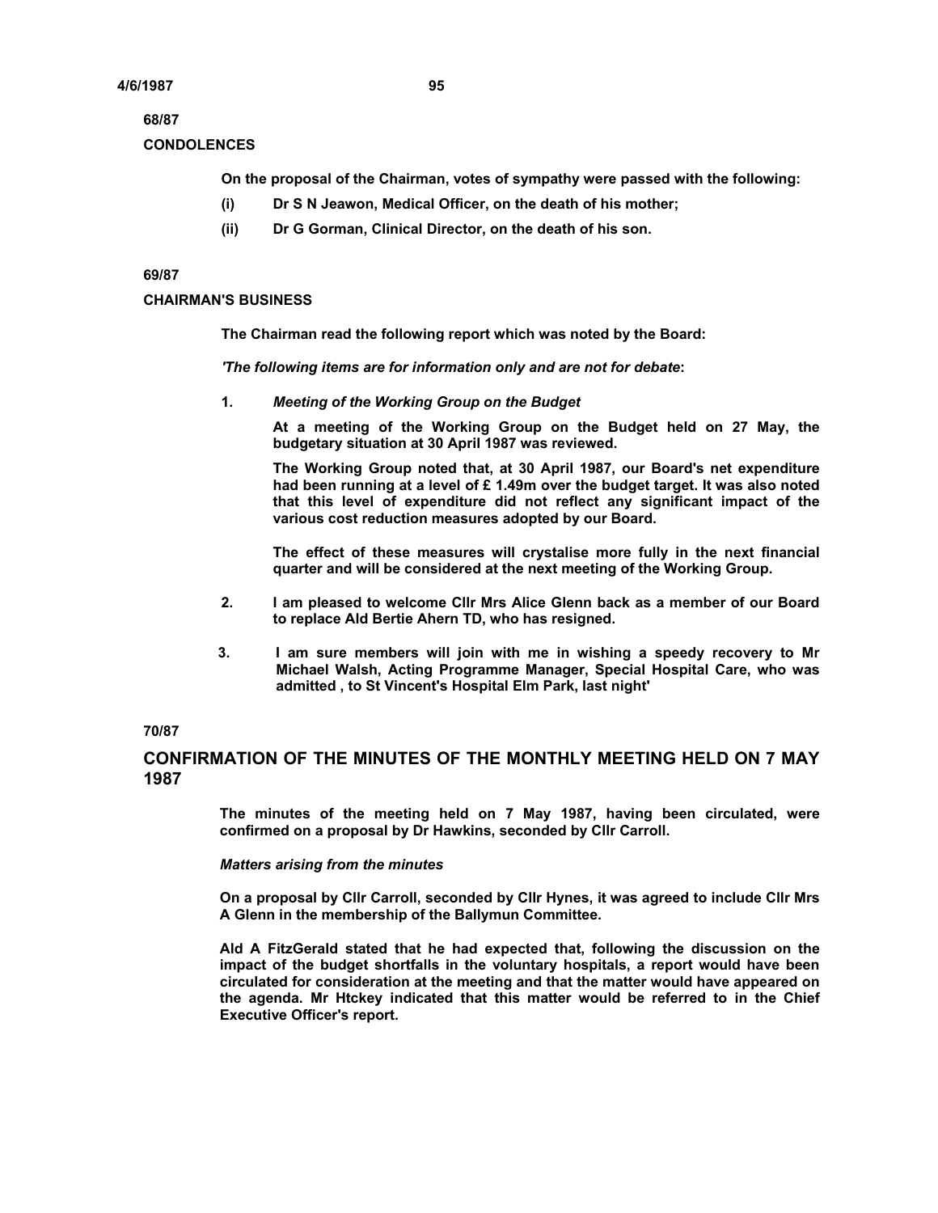**68/87**

**CONDOLENCES**

**On the proposal of the Chairman, votes of sympathy were passed with the following:**

- **(i) Dr S N Jeawon, Medical Officer, on the death of his mother;**
- **(ii) Dr G Gorman, Clinical Director, on the death of his son.**

**69/87**

**CHAIRMAN'S BUSINESS**

**The Chairman read the following report which was noted by the Board:**

***'The following items are for information only and are not for debate*:**

1. ***Meeting of the Working Group on the Budget***

   **At a meeting of the Working Group on the Budget held on 27 May, the budgetary situation at 30 April 1987 was reviewed.**

   **The Working Group noted that, at 30 April 1987, our Board's net expenditure had been running at a level of £ 1.49m over the budget target. It was also noted that this level of expenditure did not reflect any significant impact of the various cost reduction measures adopted by our Board.**

   **The effect of these measures will crystalise more fully in the next financial quarter and will be considered at the next meeting of the Working Group.**

2. **I am pleased to welcome Cllr Mrs Alice Glenn back as a member of our Board to replace Ald Bertie Ahern TD, who has resigned.**

3. **I am sure members will join with me in wishing a speedy recovery to Mr Michael Walsh, Acting Programme Manager, Special Hospital Care, who was admitted , to St Vincent's Hospital Elm Park, last night'**

**70/87**

## CONFIRMATION OF THE MINUTES OF THE MONTHLY MEETING HELD ON 7 MAY 1987

**The minutes of the meeting held on 7 May 1987, having been circulated, were confirmed on a proposal by Dr Hawkins, seconded by Cllr Carroll.**

***Matters arising from the minutes***

**On a proposal by Cllr Carroll, seconded by Cllr Hynes, it was agreed to include Cllr Mrs A Glenn in the membership of the Ballymun Committee.**

**Ald A FitzGerald stated that he had expected that, following the discussion on the impact of the budget shortfalls in the voluntary hospitals, a report would have been circulated for consideration at the meeting and that the matter would have appeared on the agenda. Mr Htckey indicated that this matter would be referred to in the Chief Executive Officer's report.**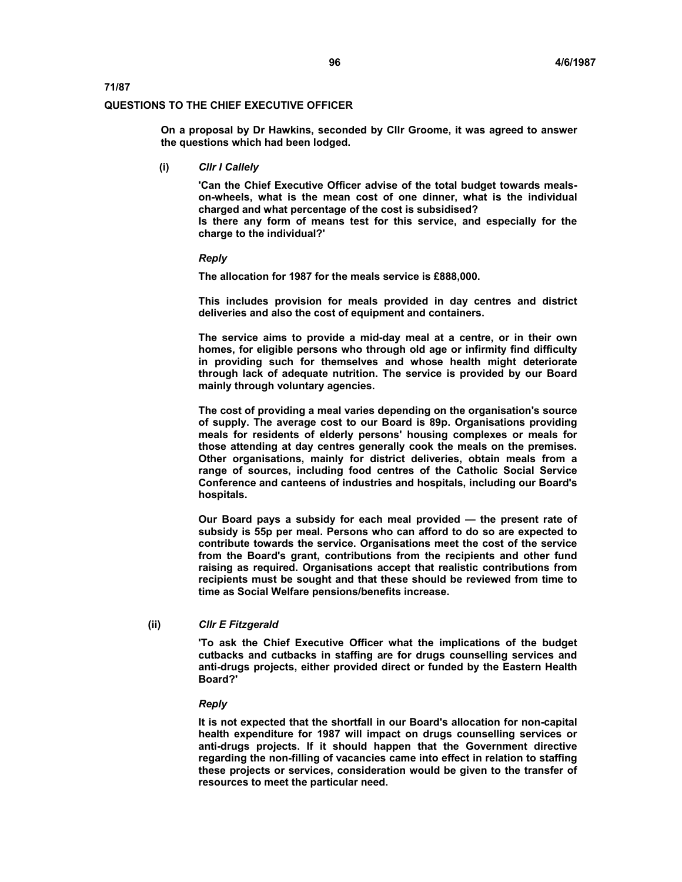**71/87**

**QUESTIONS TO THE CHIEF EXECUTIVE OFFICER**

**On a proposal by Dr Hawkins, seconded by Cllr Groome, it was agreed to answer the questions which had been lodged.**

**(i)** ***Cllr I Callely***

**'Can the Chief Executive Officer advise of the total budget towards meals-on-wheels, what is the mean cost of one dinner, what is the individual charged and what percentage of the cost is subsidised?**
**Is there any form of means test for this service, and especially for the charge to the individual?'**

***Reply***

**The allocation for 1987 for the meals service is £888,000.**

**This includes provision for meals provided in day centres and district deliveries and also the cost of equipment and containers.**

**The service aims to provide a mid-day meal at a centre, or in their own homes, for eligible persons who through old age or infirmity find difficulty in providing such for themselves and whose health might deteriorate through lack of adequate nutrition. The service is provided by our Board mainly through voluntary agencies.**

**The cost of providing a meal varies depending on the organisation's source of supply. The average cost to our Board is 89p. Organisations providing meals for residents of elderly persons' housing complexes or meals for those attending at day centres generally cook the meals on the premises. Other organisations, mainly for district deliveries, obtain meals from a range of sources, including food centres of the Catholic Social Service Conference and canteens of industries and hospitals, including our Board's hospitals.**

**Our Board pays a subsidy for each meal provided — the present rate of subsidy is 55p per meal. Persons who can afford to do so are expected to contribute towards the service. Organisations meet the cost of the service from the Board's grant, contributions from the recipients and other fund raising as required. Organisations accept that realistic contributions from recipients must be sought and that these should be reviewed from time to time as Social Welfare pensions/benefits increase.**

**(ii)** ***Cllr E Fitzgerald***

**'To ask the Chief Executive Officer what the implications of the budget cutbacks and cutbacks in staffing are for drugs counselling services and anti-drugs projects, either provided direct or funded by the Eastern Health Board?'**

***Reply***

**It is not expected that the shortfall in our Board's allocation for non-capital health expenditure for 1987 will impact on drugs counselling services or anti-drugs projects. If it should happen that the Government directive regarding the non-filling of vacancies came into effect in relation to staffing these projects or services, consideration would be given to the transfer of resources to meet the particular need.**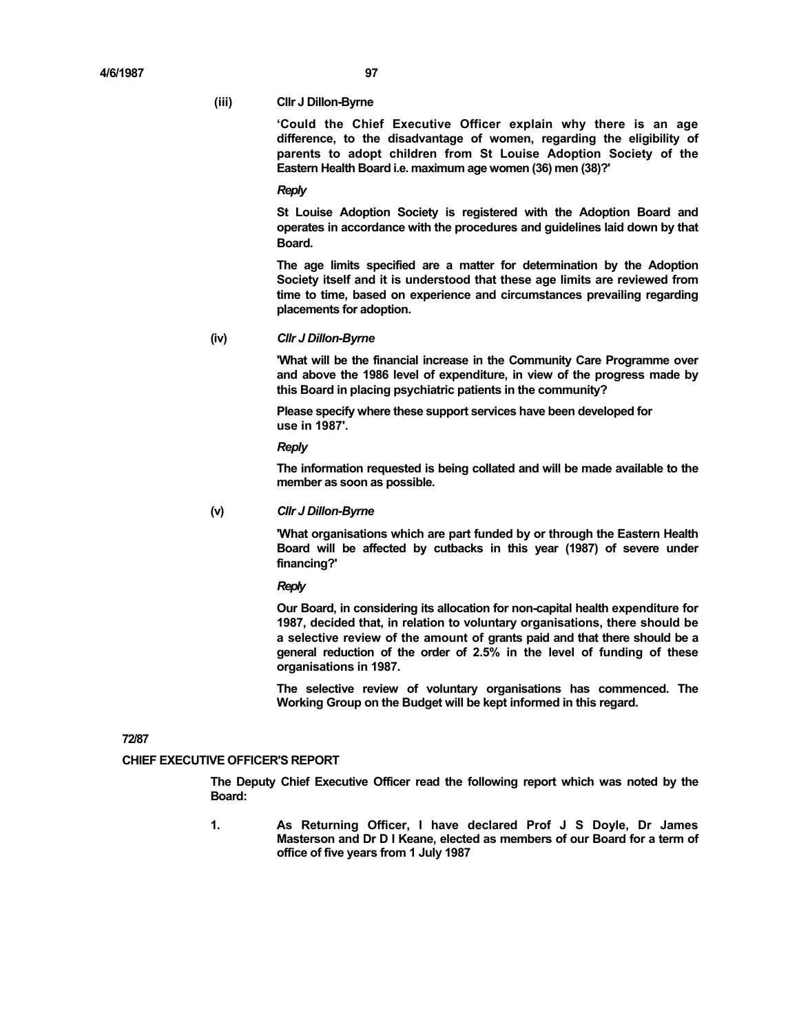**(iii) Cllr J Dillon-Byrne**

**'Could the Chief Executive Officer explain why there is an age difference, to the disadvantage of women, regarding the eligibility of parents to adopt children from St Louise Adoption Society of the Eastern Health Board i.e. maximum age women (36) men (38)?'**

***Reply***

**St Louise Adoption Society is registered with the Adoption Board and operates in accordance with the procedures and guidelines laid down by that Board.**

**The age limits specified are a matter for determination by the Adoption Society itself and it is understood that these age limits are reviewed from time to time, based on experience and circumstances prevailing regarding placements for adoption.**

**(iv) *Cllr J Dillon-Byrne***

**'What will be the financial increase in the Community Care Programme over and above the 1986 level of expenditure, in view of the progress made by this Board in placing psychiatric patients in the community?**

**Please specify where these support services have been developed for use in 1987'.**

***Reply***

**The information requested is being collated and will be made available to the member as soon as possible.**

**(v) *Cllr J Dillon-Byrne***

**'What organisations which are part funded by or through the Eastern Health Board will be affected by cutbacks in this year (1987) of severe under financing?'**

***Reply***

**Our Board, in considering its allocation for non-capital health expenditure for 1987, decided that, in relation to voluntary organisations, there should be a selective review of the amount of grants paid and that there should be a general reduction of the order of 2.5% in the level of funding of these organisations in 1987.**

**The selective review of voluntary organisations has commenced. The Working Group on the Budget will be kept informed in this regard.**

**72/87**

**CHIEF EXECUTIVE OFFICER'S REPORT**

**The Deputy Chief Executive Officer read the following report which was noted by the Board:**

**1. As Returning Officer, I have declared Prof J S Doyle, Dr James Masterson and Dr D I Keane, elected as members of our Board for a term of office of five years from 1 July 1987**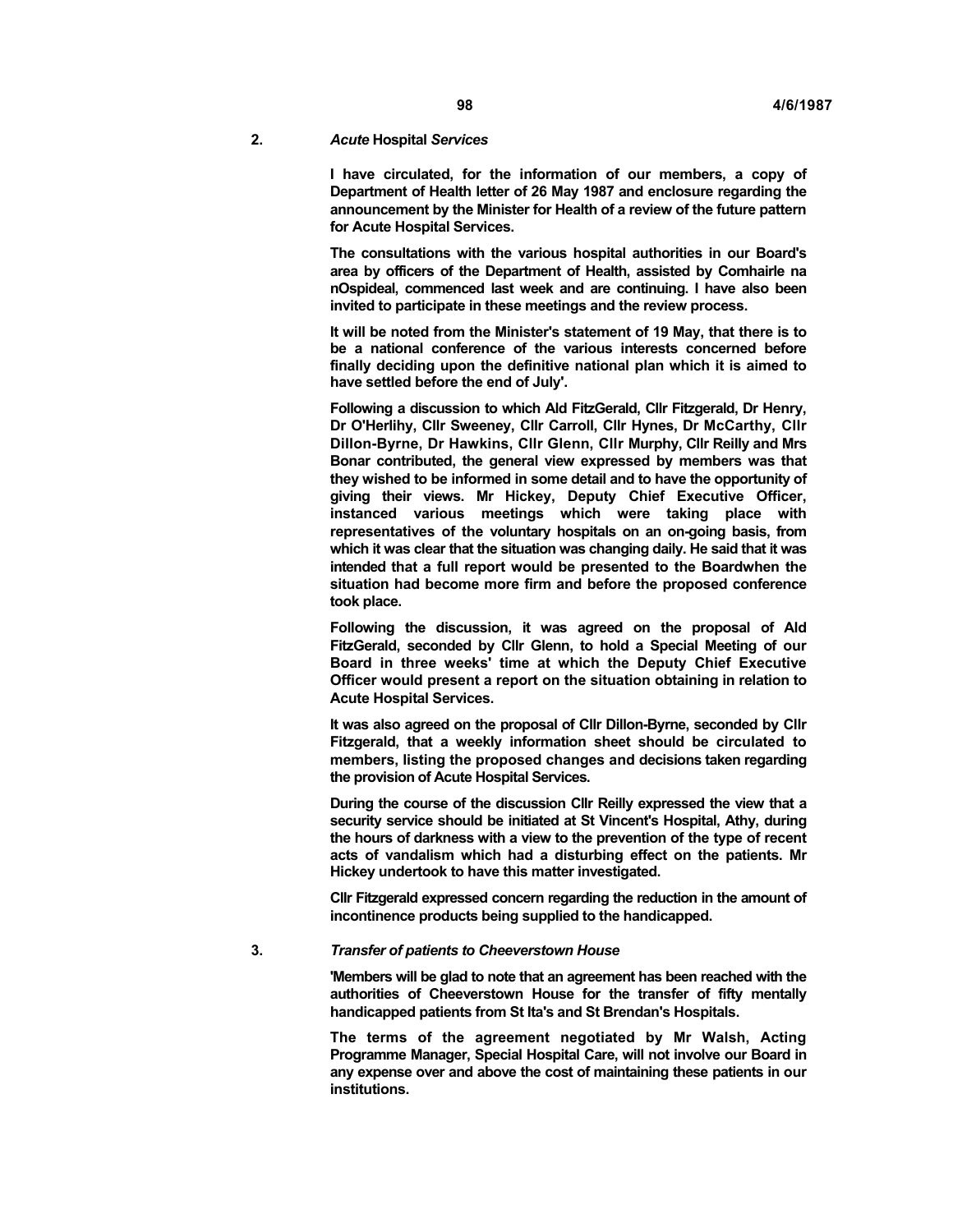## 2. *Acute* Hospital *Services*

I have circulated, for the information of our members, a copy of Department of Health letter of 26 May 1987 and enclosure regarding the announcement by the Minister for Health of a review of the future pattern for Acute Hospital Services.

The consultations with the various hospital authorities in our Board's area by officers of the Department of Health, assisted by Comhairle na nOspideal, commenced last week and are continuing. I have also been invited to participate in these meetings and the review process.

It will be noted from the Minister's statement of 19 May, that there is to be a national conference of the various interests concerned before finally deciding upon the definitive national plan which it is aimed to have settled before the end of July'.

Following a discussion to which Ald FitzGerald, Cllr Fitzgerald, Dr Henry, Dr O'Herlihy, Cllr Sweeney, Cllr Carroll, Cllr Hynes, Dr McCarthy, Cllr Dillon-Byrne, Dr Hawkins, Cllr Glenn, Cllr Murphy, Cllr Reilly and Mrs Bonar contributed, the general view expressed by members was that they wished to be informed in some detail and to have the opportunity of giving their views. Mr Hickey, Deputy Chief Executive Officer, instanced various meetings which were taking place with representatives of the voluntary hospitals on an on-going basis, from which it was clear that the situation was changing daily. He said that it was intended that a full report would be presented to the Boardwhen the situation had become more firm and before the proposed conference took place.

Following the discussion, it was agreed on the proposal of Ald FitzGerald, seconded by Cllr Glenn, to hold a Special Meeting of our Board in three weeks' time at which the Deputy Chief Executive Officer would present a report on the situation obtaining in relation to Acute Hospital Services.

It was also agreed on the proposal of Cllr Dillon-Byrne, seconded by Cllr Fitzgerald, that a weekly information sheet should be circulated to members, listing the proposed changes and decisions taken regarding the provision of Acute Hospital Services.

During the course of the discussion Cllr Reilly expressed the view that a security service should be initiated at St Vincent's Hospital, Athy, during the hours of darkness with a view to the prevention of the type of recent acts of vandalism which had a disturbing effect on the patients. Mr Hickey undertook to have this matter investigated.

Cllr Fitzgerald expressed concern regarding the reduction in the amount of incontinence products being supplied to the handicapped.

## 3. *Transfer of patients to Cheeverstown House*

'Members will be glad to note that an agreement has been reached with the authorities of Cheeverstown House for the transfer of fifty mentally handicapped patients from St Ita's and St Brendan's Hospitals.

The terms of the agreement negotiated by Mr Walsh, Acting Programme Manager, Special Hospital Care, will not involve our Board in any expense over and above the cost of maintaining these patients in our institutions.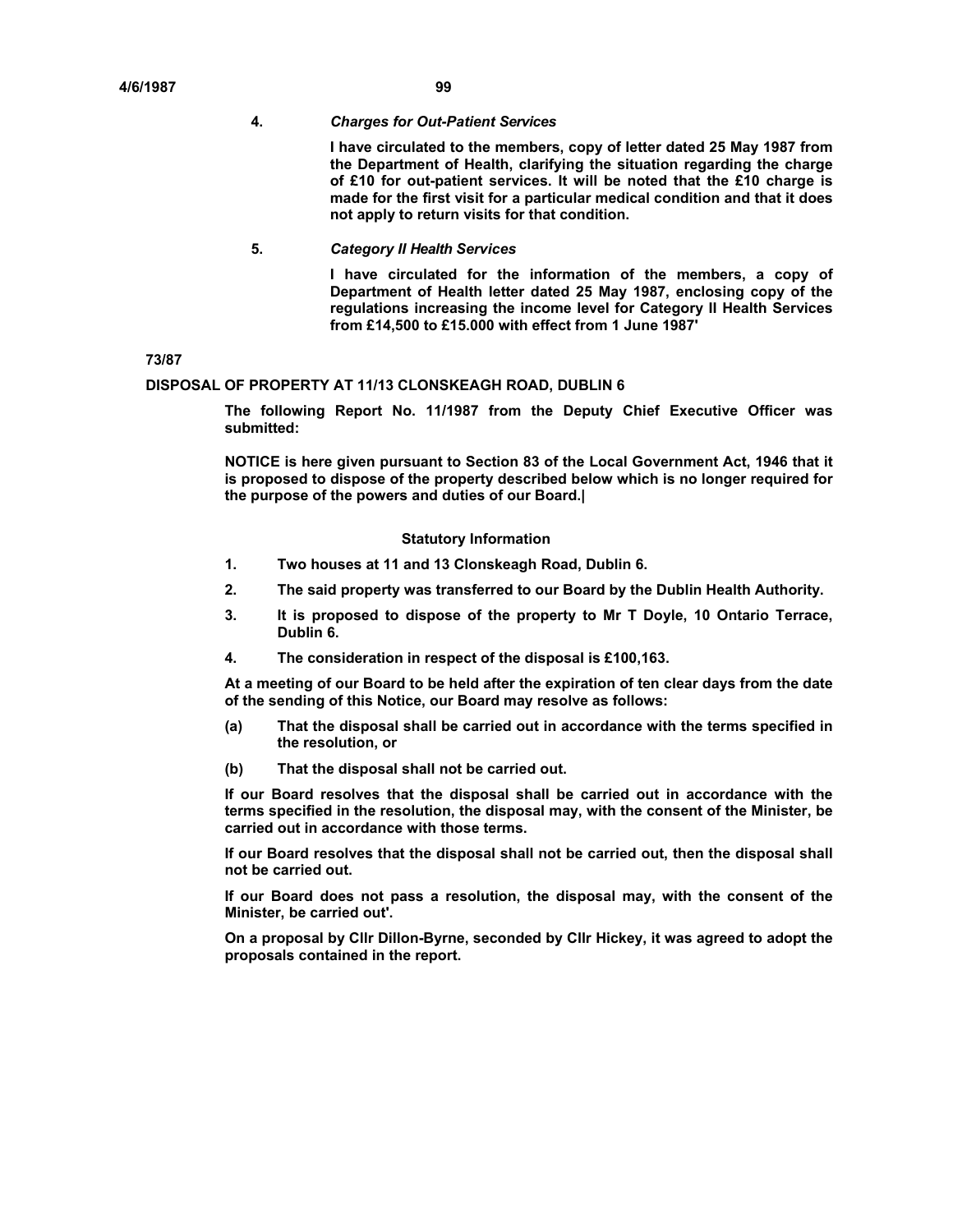4. ***Charges for Out-Patient Services***

**I have circulated to the members, copy of letter dated 25 May 1987 from the Department of Health, clarifying the situation regarding the charge of £10 for out-patient services. It will be noted that the £10 charge is made for the first visit for a particular medical condition and that it does not apply to return visits for that condition.**

5. ***Category II Health Services***

**I have circulated for the information of the members, a copy of Department of Health letter dated 25 May 1987, enclosing copy of the regulations increasing the income level for Category II Health Services from £14,500 to £15.000 with effect from 1 June 1987'**

**73/87**

**DISPOSAL OF PROPERTY AT 11/13 CLONSKEAGH ROAD, DUBLIN 6**

**The following Report No. 11/1987 from the Deputy Chief Executive Officer was submitted:**

**NOTICE is here given pursuant to Section 83 of the Local Government Act, 1946 that it is proposed to dispose of the property described below which is no longer required for the purpose of the powers and duties of our Board.|**

**Statutory Information**

1. **Two houses at 11 and 13 Clonskeagh Road, Dublin 6.**
2. **The said property was transferred to our Board by the Dublin Health Authority.**
3. **It is proposed to dispose of the property to Mr T Doyle, 10 Ontario Terrace, Dublin 6.**
4. **The consideration in respect of the disposal is £100,163.**

**At a meeting of our Board to be held after the expiration of ten clear days from the date of the sending of this Notice, our Board may resolve as follows:**

**(a) That the disposal shall be carried out in accordance with the terms specified in the resolution, or**

**(b) That the disposal shall not be carried out.**

**If our Board resolves that the disposal shall be carried out in accordance with the terms specified in the resolution, the disposal may, with the consent of the Minister, be carried out in accordance with those terms.**

**If our Board resolves that the disposal shall not be carried out, then the disposal shall not be carried out.**

**If our Board does not pass a resolution, the disposal may, with the consent of the Minister, be carried out'.**

**On a proposal by Cllr Dillon-Byrne, seconded by Cllr Hickey, it was agreed to adopt the proposals contained in the report.**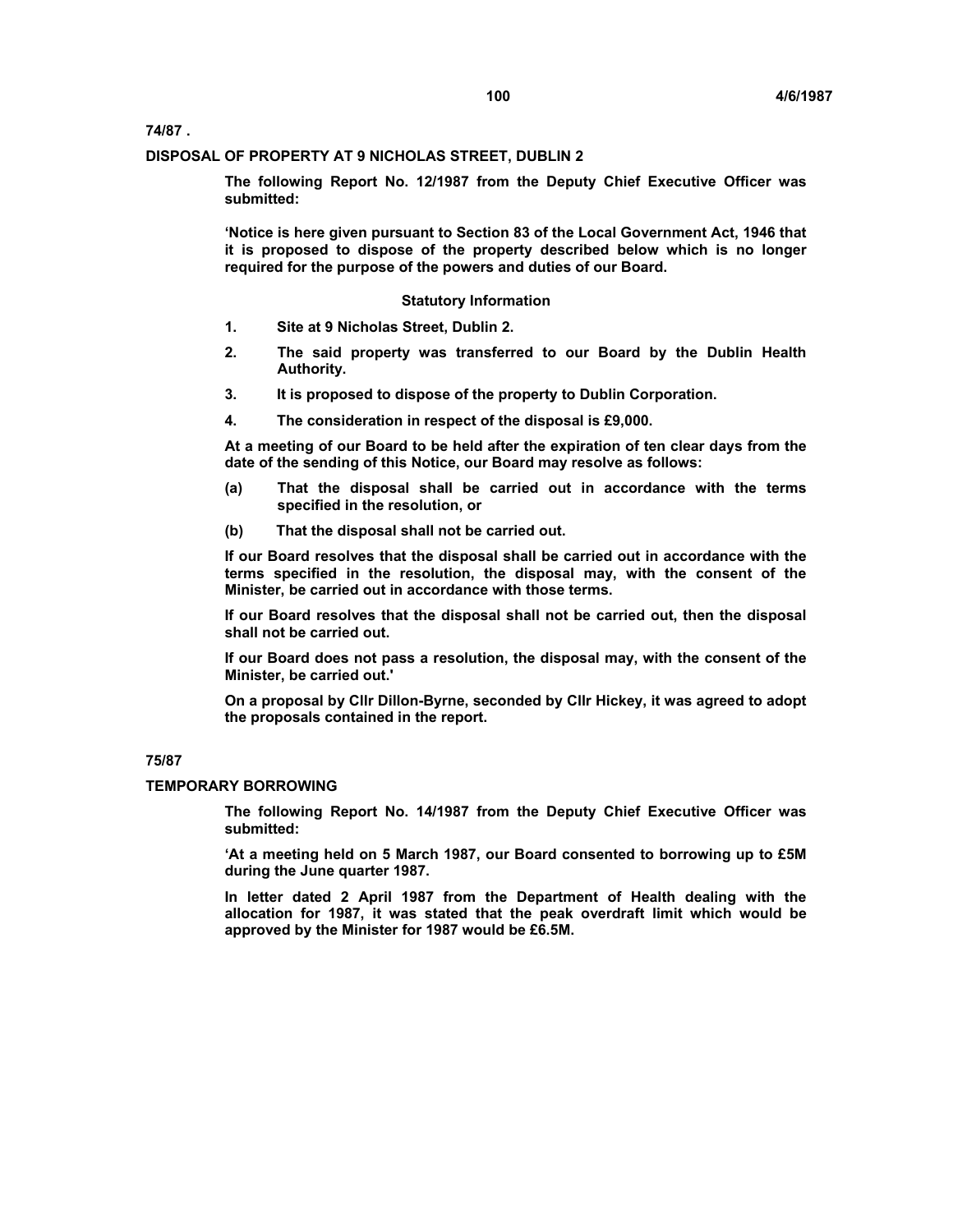**74/87 .**

**DISPOSAL OF PROPERTY AT 9 NICHOLAS STREET, DUBLIN 2**

**The following Report No. 12/1987 from the Deputy Chief Executive Officer was submitted:**

**'Notice is here given pursuant to Section 83 of the Local Government Act, 1946 that it is proposed to dispose of the property described below which is no longer required for the purpose of the powers and duties of our Board.**

**Statutory Information**

1. **Site at 9 Nicholas Street, Dublin 2.**
2. **The said property was transferred to our Board by the Dublin Health Authority.**
3. **It is proposed to dispose of the property to Dublin Corporation.**
4. **The consideration in respect of the disposal is £9,000.**

**At a meeting of our Board to be held after the expiration of ten clear days from the date of the sending of this Notice, our Board may resolve as follows:**

- **(a) That the disposal shall be carried out in accordance with the terms specified in the resolution, or**
- **(b) That the disposal shall not be carried out.**

**If our Board resolves that the disposal shall be carried out in accordance with the terms specified in the resolution, the disposal may, with the consent of the Minister, be carried out in accordance with those terms.**

**If our Board resolves that the disposal shall not be carried out, then the disposal shall not be carried out.**

**If our Board does not pass a resolution, the disposal may, with the consent of the Minister, be carried out.'**

**On a proposal by Cllr Dillon-Byrne, seconded by Cllr Hickey, it was agreed to adopt the proposals contained in the report.**

**75/87**

**TEMPORARY BORROWING**

**The following Report No. 14/1987 from the Deputy Chief Executive Officer was submitted:**

**'At a meeting held on 5 March 1987, our Board consented to borrowing up to £5M during the June quarter 1987.**

**In letter dated 2 April 1987 from the Department of Health dealing with the allocation for 1987, it was stated that the peak overdraft limit which would be approved by the Minister for 1987 would be £6.5M.**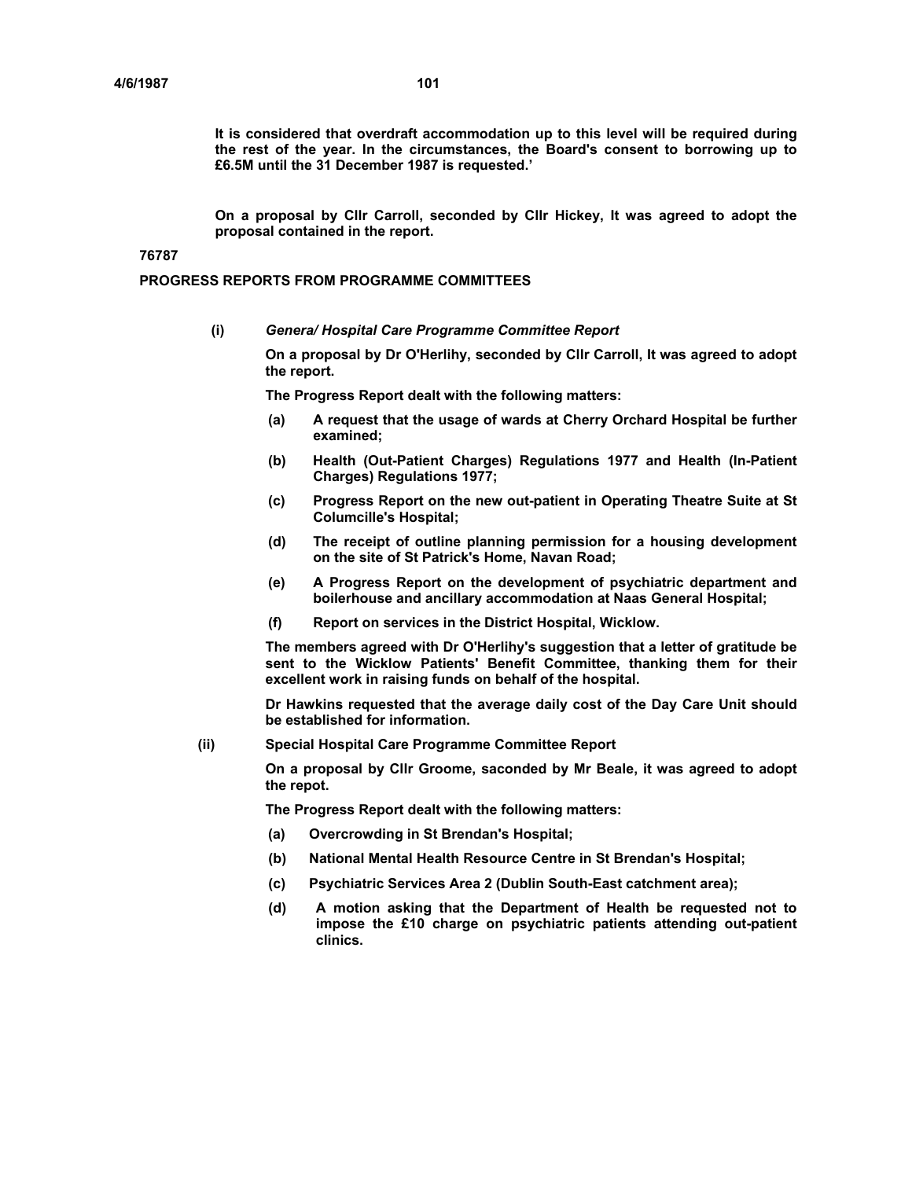**It is considered that overdraft accommodation up to this level will be required during the rest of the year. In the circumstances, the Board's consent to borrowing up to £6.5M until the 31 December 1987 is requested.'**

**On a proposal by Cllr Carroll, seconded by Cllr Hickey, It was agreed to adopt the proposal contained in the report.**

**76787**

**PROGRESS REPORTS FROM PROGRAMME COMMITTEES**

**(i)** ***Genera/ Hospital Care Programme Committee Report***

**On a proposal by Dr O'Herlihy, seconded by Cllr Carroll, It was agreed to adopt the report.**

**The Progress Report dealt with the following matters:**

**(a)** **A request that the usage of wards at Cherry Orchard Hospital be further examined;**

**(b)** **Health (Out-Patient Charges) Regulations 1977 and Health (In-Patient Charges) Regulations 1977;**

**(c)** **Progress Report on the new out-patient in Operating Theatre Suite at St Columcille's Hospital;**

**(d)** **The receipt of outline planning permission for a housing development on the site of St Patrick's Home, Navan Road;**

**(e)** **A Progress Report on the development of psychiatric department and boilerhouse and ancillary accommodation at Naas General Hospital;**

**(f)** **Report on services in the District Hospital, Wicklow.**

**The members agreed with Dr O'Herlihy's suggestion that a letter of gratitude be sent to the Wicklow Patients' Benefit Committee, thanking them for their excellent work in raising funds on behalf of the hospital.**

**Dr Hawkins requested that the average daily cost of the Day Care Unit should be established for information.**

**(ii)** **Special Hospital Care Programme Committee Report**

**On a proposal by Cllr Groome, saconded by Mr Beale, it was agreed to adopt the repot.**

**The Progress Report dealt with the following matters:**

**(a)** **Overcrowding in St Brendan's Hospital;**

**(b)** **National Mental Health Resource Centre in St Brendan's Hospital;**

**(c)** **Psychiatric Services Area 2 (Dublin South-East catchment area);**

**(d)** **A motion asking that the Department of Health be requested not to impose the £10 charge on psychiatric patients attending out-patient clinics.**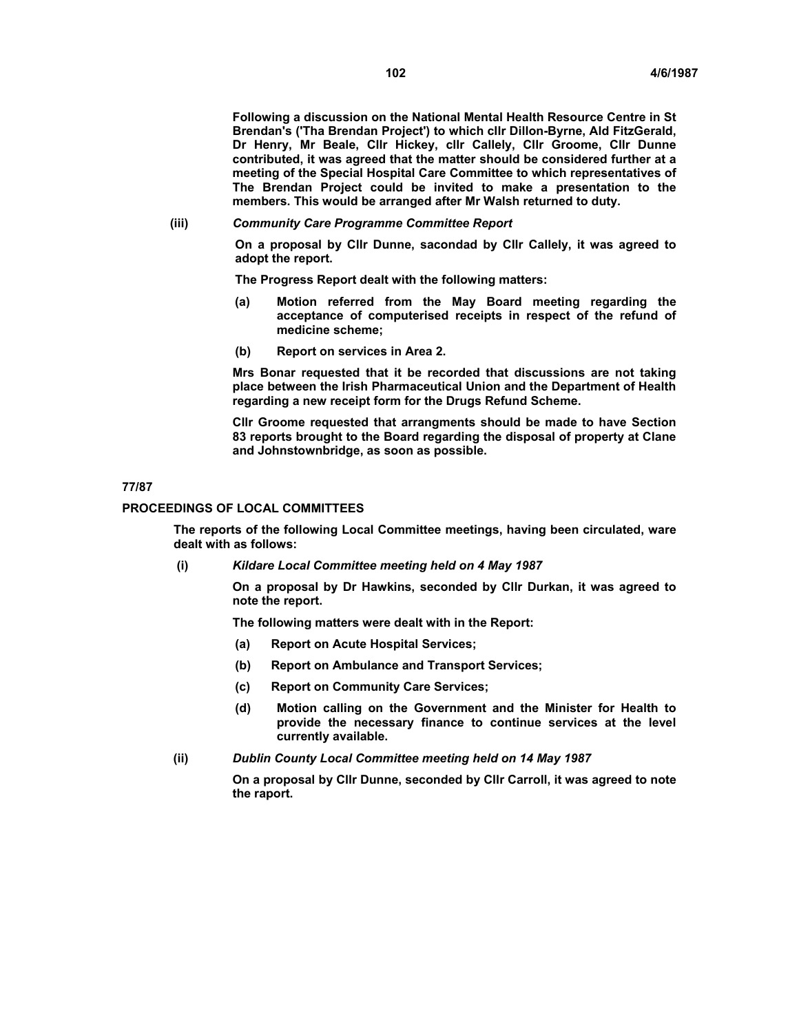**Following a discussion on the National Mental Health Resource Centre in St Brendan's ('Tha Brendan Project') to which cllr Dillon-Byrne, Ald FitzGerald, Dr Henry, Mr Beale, Cllr Hickey, cllr Callely, Cllr Groome, Cllr Dunne contributed, it was agreed that the matter should be considered further at a meeting of the Special Hospital Care Committee to which representatives of The Brendan Project could be invited to make a presentation to the members. This would be arranged after Mr Walsh returned to duty.**

**(iii)** ***Community Care Programme Committee Report***

**On a proposal by Cllr Dunne, sacondad by Cllr Callely, it was agreed to adopt the report.**

**The Progress Report dealt with the following matters:**

- **(a)** **Motion referred from the May Board meeting regarding the acceptance of computerised receipts in respect of the refund of medicine scheme;**
- **(b)** **Report on services in Area 2.**

**Mrs Bonar requested that it be recorded that discussions are not taking place between the Irish Pharmaceutical Union and the Department of Health regarding a new receipt form for the Drugs Refund Scheme.**

**Cllr Groome requested that arrangments should be made to have Section 83 reports brought to the Board regarding the disposal of property at Clane and Johnstownbridge, as soon as possible.**

**77/87**

**PROCEEDINGS OF LOCAL COMMITTEES**

**The reports of the following Local Committee meetings, having been circulated, ware dealt with as follows:**

**(i)** ***Kildare Local Committee meeting held on 4 May 1987***

**On a proposal by Dr Hawkins, seconded by Cllr Durkan, it was agreed to note the report.**

**The following matters were dealt with in the Report:**

- **(a)** **Report on Acute Hospital Services;**
- **(b)** **Report on Ambulance and Transport Services;**
- **(c)** **Report on Community Care Services;**
- **(d)** **Motion calling on the Government and the Minister for Health to provide the necessary finance to continue services at the level currently available.**

**(ii)** ***Dublin County Local Committee meeting held on 14 May 1987***

**On a proposal by Cllr Dunne, seconded by Cllr Carroll, it was agreed to note the raport.**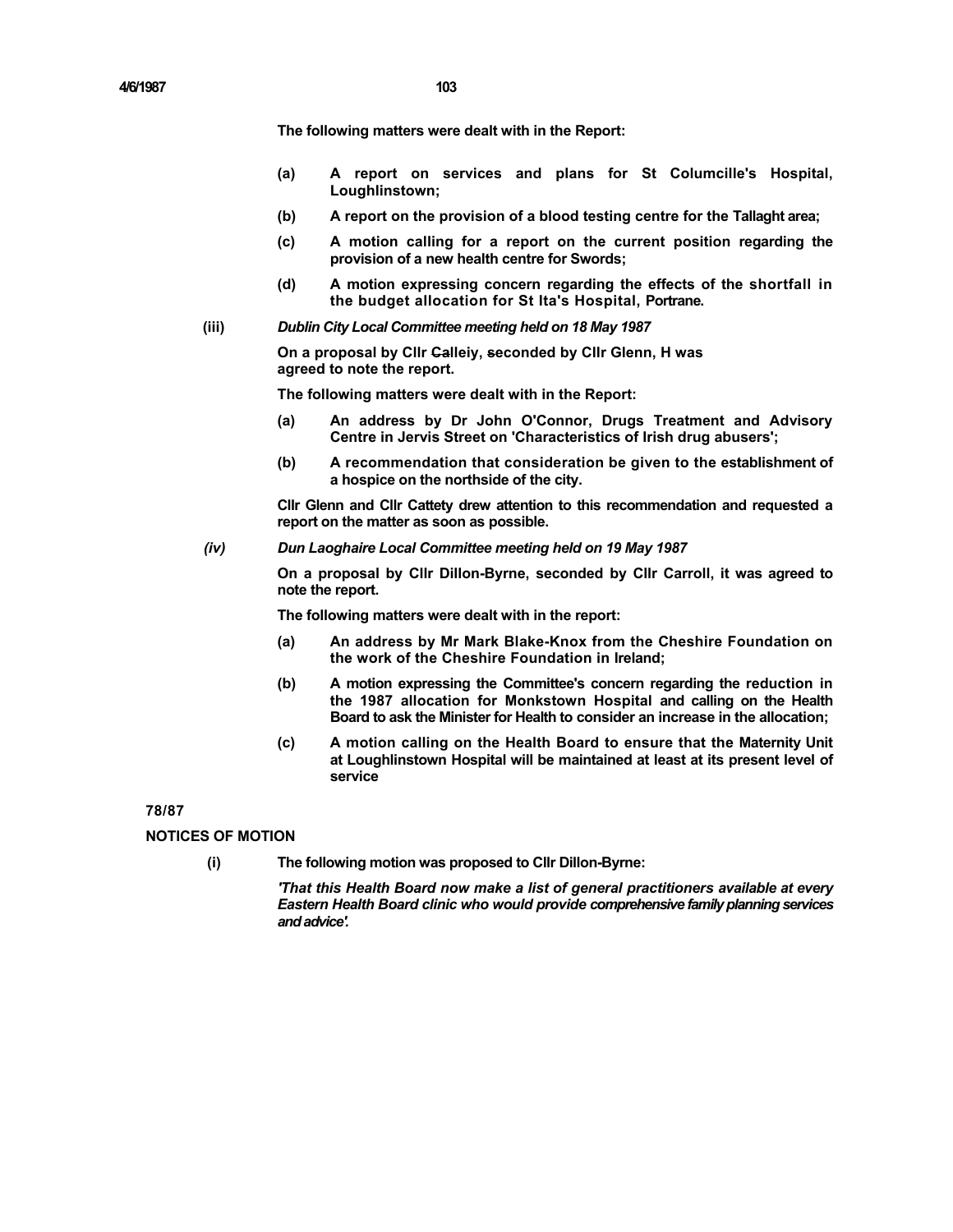The following matters were dealt with in the Report:

- (a) A report on services and plans for St Columcille's Hospital, Loughlinstown;
- (b) A report on the provision of a blood testing centre for the Tallaght area;
- (c) A motion calling for a report on the current position regarding the provision of a new health centre for Swords;
- (d) A motion expressing concern regarding the effects of the shortfall in the budget allocation for St Ita's Hospital, Portrane.

**(iii)** ***Dublin City Local Committee meeting held on 18 May 1987***

On a proposal by Cllr Calleiy, seconded by Cllr Glenn, H was agreed to note the report.

The following matters were dealt with in the Report:

- (a) An address by Dr John O'Connor, Drugs Treatment and Advisory Centre in Jervis Street on 'Characteristics of Irish drug abusers';
- (b) A recommendation that consideration be given to the establishment of a hospice on the northside of the city.

Cllr Glenn and Cllr Cattety drew attention to this recommendation and requested a report on the matter as soon as possible.

***(iv)*** ***Dun Laoghaire Local Committee meeting held on 19 May 1987***

On a proposal by Cllr Dillon-Byrne, seconded by Cllr Carroll, it was agreed to note the report.

The following matters were dealt with in the report:

- (a) An address by Mr Mark Blake-Knox from the Cheshire Foundation on the work of the Cheshire Foundation in Ireland;
- (b) A motion expressing the Committee's concern regarding the reduction in the 1987 allocation for Monkstown Hospital and calling on the Health Board to ask the Minister for Health to consider an increase in the allocation;
- (c) A motion calling on the Health Board to ensure that the Maternity Unit at Loughlinstown Hospital will be maintained at least at its present level of service

**78/87**

**NOTICES OF MOTION**

**(i)** The following motion was proposed to Cllr Dillon-Byrne:

*'That this Health Board now make a list of general practitioners available at every Eastern Health Board clinic who would provide comprehensive family planning services and advice'.*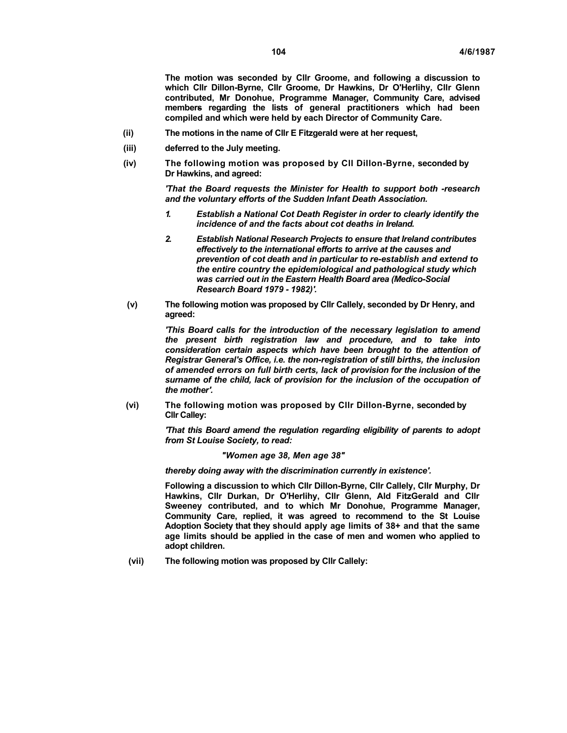**The motion was seconded by Cllr Groome, and following a discussion to which Cllr Dillon-Byrne, Cllr Groome, Dr Hawkins, Dr O'Herlihy, Cllr Glenn contributed, Mr Donohue, Programme Manager, Community Care, advised members regarding the lists of general practitioners which had been compiled and which were held by each Director of Community Care.**

**(ii)** **The motions in the name of Cllr E Fitzgerald were at her request,**

**(iii)** **deferred to the July meeting.**

**(iv)** **The following motion was proposed by Cll Dillon-Byrne, seconded by Dr Hawkins, and agreed:**

***'That the Board requests the Minister for Health to support both -research and the voluntary efforts of the Sudden Infant Death Association.***

***1. Establish a National Cot Death Register in order to clearly identify the incidence of and the facts about cot deaths in Ireland.***

***2. Establish National Research Projects to ensure that Ireland contributes effectively to the international efforts to arrive at the causes and prevention of cot death and in particular to re-establish and extend to the entire country the epidemiological and pathological study which was carried out in the Eastern Health Board area (Medico-Social Research Board 1979 - 1982)'.***

**(v)** **The following motion was proposed by Cllr Callely, seconded by Dr Henry, and agreed:**

***'This Board calls for the introduction of the necessary legislation to amend the present birth registration law and procedure, and to take into consideration certain aspects which have been brought to the attention of Registrar General's Office, i.e. the non-registration of still births, the inclusion of amended errors on full birth certs, lack of provision for the inclusion of the surname of the child, lack of provision for the inclusion of the occupation of the mother'.***

**(vi)** **The following motion was proposed by Cllr Dillon-Byrne, seconded by Cllr Calley:**

***'That this Board amend the regulation regarding eligibility of parents to adopt from St Louise Society, to read:***

***"Women age 38, Men age 38"***

***thereby doing away with the discrimination currently in existence'.***

**Following a discussion to which Cllr Dillon-Byrne, Cllr Callely, Cllr Murphy, Dr Hawkins, Cllr Durkan, Dr O'Herlihy, Cllr Glenn, Ald FitzGerald and Cllr Sweeney contributed, and to which Mr Donohue, Programme Manager, Community Care, replied, it was agreed to recommend to the St Louise Adoption Society that they should apply age limits of 38+ and that the same age limits should be applied in the case of men and women who applied to adopt children.**

**(vii)** **The following motion was proposed by Cllr Callely:**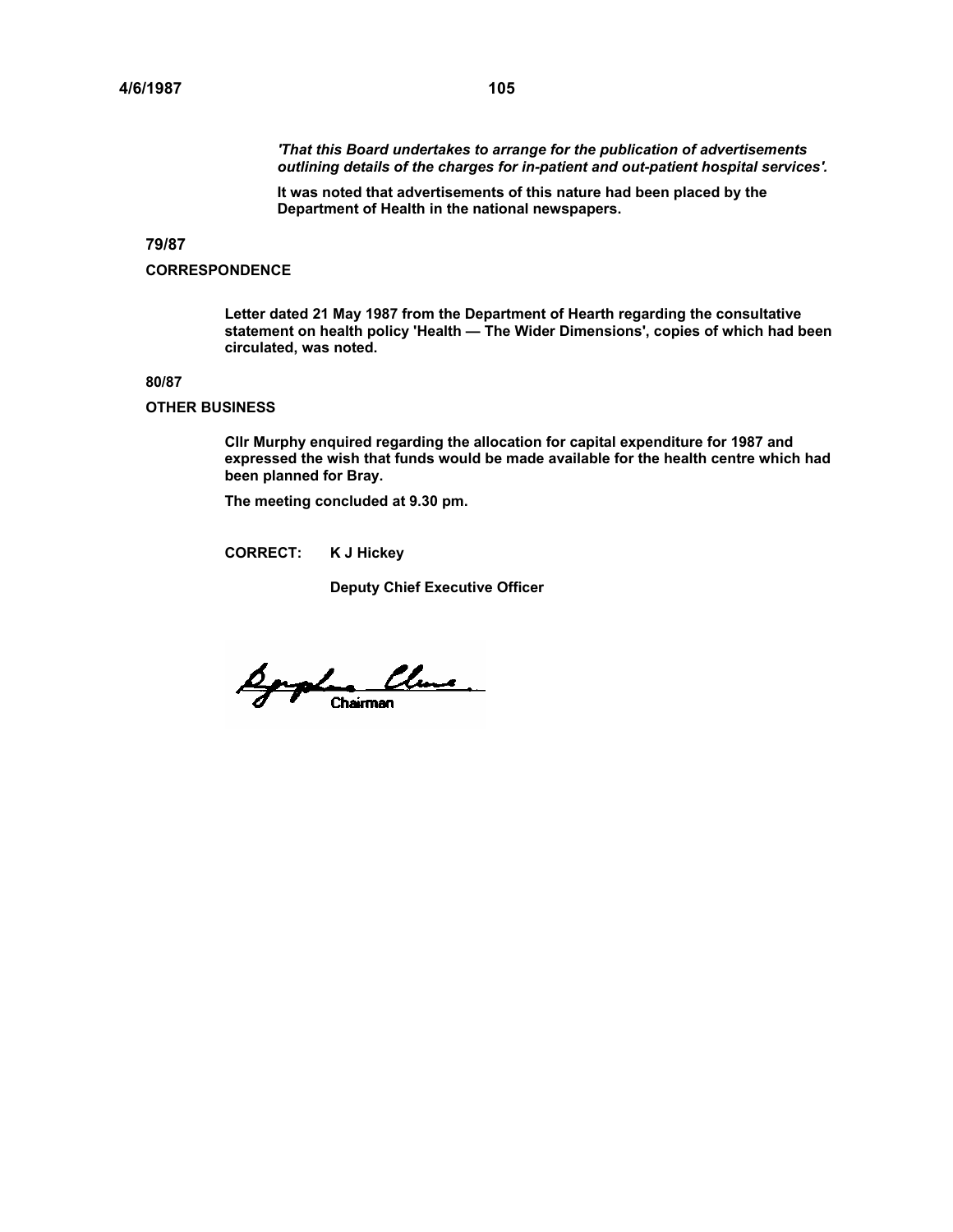*'That this Board undertakes to arrange for the publication of advertisements outlining details of the charges for in-patient and out-patient hospital services'.*

**It was noted that advertisements of this nature had been placed by the Department of Health in the national newspapers.**

**79/87**

**CORRESPONDENCE**

**Letter dated 21 May 1987 from the Department of Hearth regarding the consultative statement on health policy 'Health — The Wider Dimensions', copies of which had been circulated, was noted.**

**80/87**

**OTHER BUSINESS**

**Cllr Murphy enquired regarding the allocation for capital expenditure for 1987 and expressed the wish that funds would be made available for the health centre which had been planned for Bray.**

**The meeting concluded at 9.30 pm.**

**CORRECT: K J Hickey**

**Deputy Chief Executive Officer**

Chairman